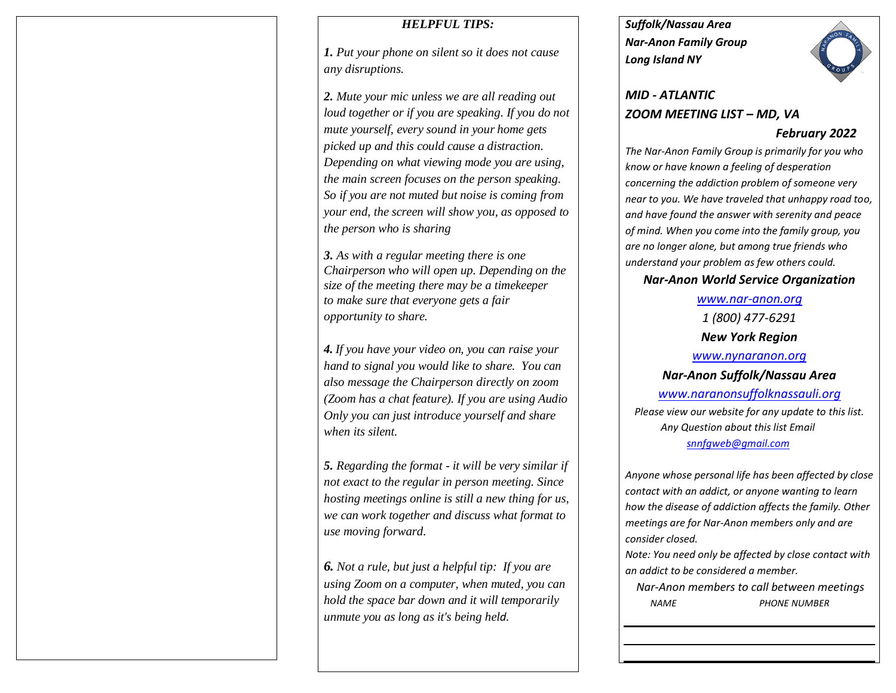## HELPFUL TIPS:

***1.*** *Put your phone on silent so it does not cause any disruptions.*

***2.*** *Mute your mic unless we are all reading out loud together or if you are speaking. If you do not mute yourself, every sound in your home gets picked up and this could cause a distraction. Depending on what viewing mode you are using, the main screen focuses on the person speaking. So if you are not muted but noise is coming from your end, the screen will show you, as opposed to the person who is sharing*

***3.*** *As with a regular meeting there is one Chairperson who will open up. Depending on the size of the meeting there may be a timekeeper to make sure that everyone gets a fair opportunity to share.*

***4.*** *If you have your video on, you can raise your hand to signal you would like to share. You can also message the Chairperson directly on zoom (Zoom has a chat feature). If you are using Audio Only you can just introduce yourself and share when its silent.*

***5.*** *Regarding the format - it will be very similar if not exact to the regular in person meeting. Since hosting meetings online is still a new thing for us, we can work together and discuss what format to use moving forward.*

***6.*** *Not a rule, but just a helpful tip: If you are using Zoom on a computer, when muted, you can hold the space bar down and it will temporarily unmute you as long as it's being held.*

***Suffolk/Nassau Area***
***Nar-Anon Family Group***
***Long Island NY***

## *MID - ATLANTIC*
## *ZOOM MEETING LIST – MD, VA*

***February 2022***

*The Nar-Anon Family Group is primarily for you who know or have known a feeling of desperation concerning the addiction problem of someone very near to you. We have traveled that unhappy road too, and have found the answer with serenity and peace of mind. When you come into the family group, you are no longer alone, but among true friends who understand your problem as few others could.*

***Nar-Anon World Service Organization***

*www.nar-anon.org*

*1 (800) 477-6291*

***New York Region***

*www.nynaranon.org*

***Nar-Anon Suffolk/Nassau Area***

*www.naranonsuffolknassauli.org*

*Please view our website for any update to this list.*
*Any Question about this list Email*
*snnfgweb@gmail.com*

*Anyone whose personal life has been affected by close contact with an addict, or anyone wanting to learn how the disease of addiction affects the family. Other meetings are for Nar-Anon members only and are consider closed.*

*Note: You need only be affected by close contact with an addict to be considered a member.*

*Nar-Anon members to call between meetings*

| *NAME* | *PHONE NUMBER* |
| --- | --- |
| | |
| | |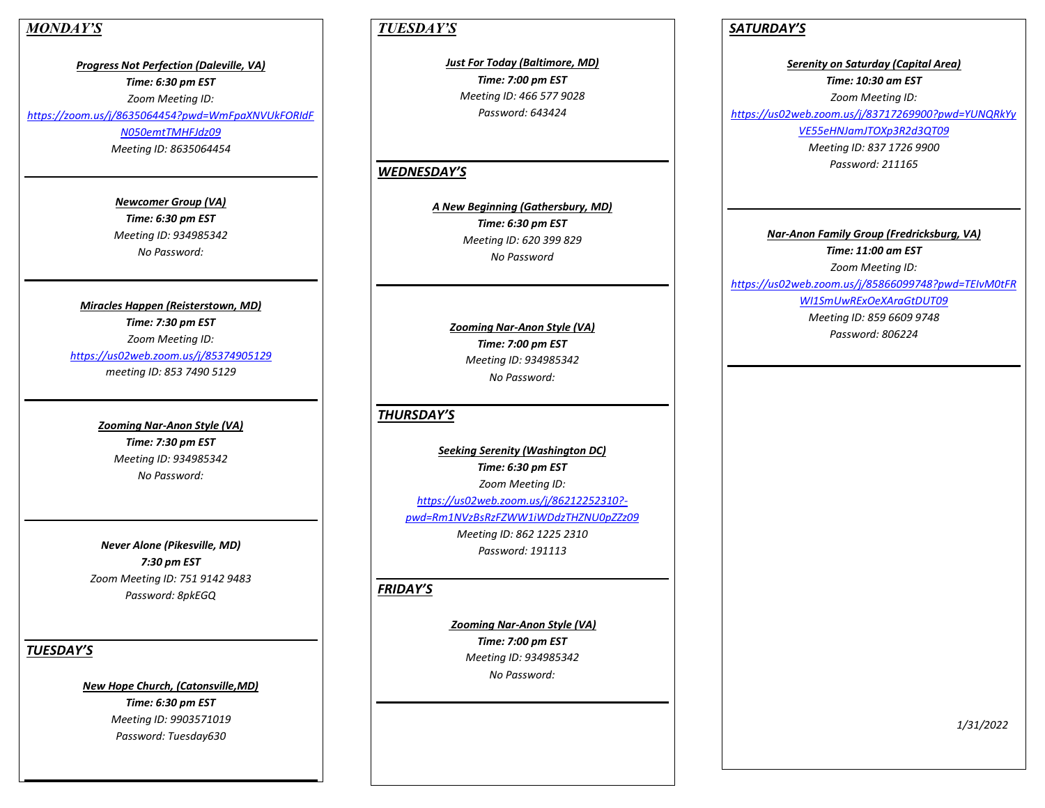## *MONDAY'S*

***Progress Not Perfection (Daleville, VA)***

***Time: 6:30 pm EST***

*Zoom Meeting ID:*

*https://zoom.us/j/8635064454?pwd=WmFpaXNVUkFORldFN050emtTMHFJdz09*

*Meeting ID: 8635064454*

---

***Newcomer Group (VA)***

***Time: 6:30 pm EST***

*Meeting ID: 934985342*

*No Password:*

---

***Miracles Happen (Reisterstown, MD)***

***Time: 7:30 pm EST***

*Zoom Meeting ID:*

*https://us02web.zoom.us/j/85374905129*

*meeting ID: 853 7490 5129*

---

***Zooming Nar-Anon Style (VA)***

***Time: 7:30 pm EST***

*Meeting ID: 934985342*

*No Password:*

---

***Never Alone (Pikesville, MD)***

***7:30 pm EST***

*Zoom Meeting ID: 751 9142 9483*

*Password: 8pkEGQ*

---

## *TUESDAY'S*

***New Hope Church, (Catonsville,MD)***

***Time: 6:30 pm EST***

*Meeting ID: 9903571019*

*Password: Tuesday630*

---

## *TUESDAY'S*

***Just For Today (Baltimore, MD)***

***Time: 7:00 pm EST***

*Meeting ID: 466 577 9028*

*Password: 643424*

---

## *WEDNESDAY'S*

***A New Beginning (Gathersbury, MD)***

***Time: 6:30 pm EST***

*Meeting ID: 620 399 829*

*No Password*

---

***Zooming Nar-Anon Style (VA)***

***Time: 7:00 pm EST***

*Meeting ID: 934985342*

*No Password:*

---

## *THURSDAY'S*

***Seeking Serenity (Washington DC)***

***Time: 6:30 pm EST***

*Zoom Meeting ID:*

*https://us02web.zoom.us/j/86212252310?-pwd=Rm1NVzBsRzFZWW1iWDdzTHZNU0pZZz09*

*Meeting ID: 862 1225 2310*

*Password: 191113*

---

## *FRIDAY'S*

***Zooming Nar-Anon Style (VA)***

***Time: 7:00 pm EST***

*Meeting ID: 934985342*

*No Password:*

---

## *SATURDAY'S*

***Serenity on Saturday (Capital Area)***

***Time: 10:30 am EST***

*Zoom Meeting ID:*

*https://us02web.zoom.us/j/83717269900?pwd=YUNQRkYyVE55eHNJamJTOXp3R2d3QT09*

*Meeting ID: 837 1726 9900*

*Password: 211165*

---

***Nar-Anon Family Group (Fredricksburg, VA)***

***Time: 11:00 am EST***

*Zoom Meeting ID:*

*https://us02web.zoom.us/j/85866099748?pwd=TElvM0tFRWl1SmUwRExOeXAraGtDUT09*

*Meeting ID: 859 6609 9748*

*Password: 806224*

---

*1/31/2022*